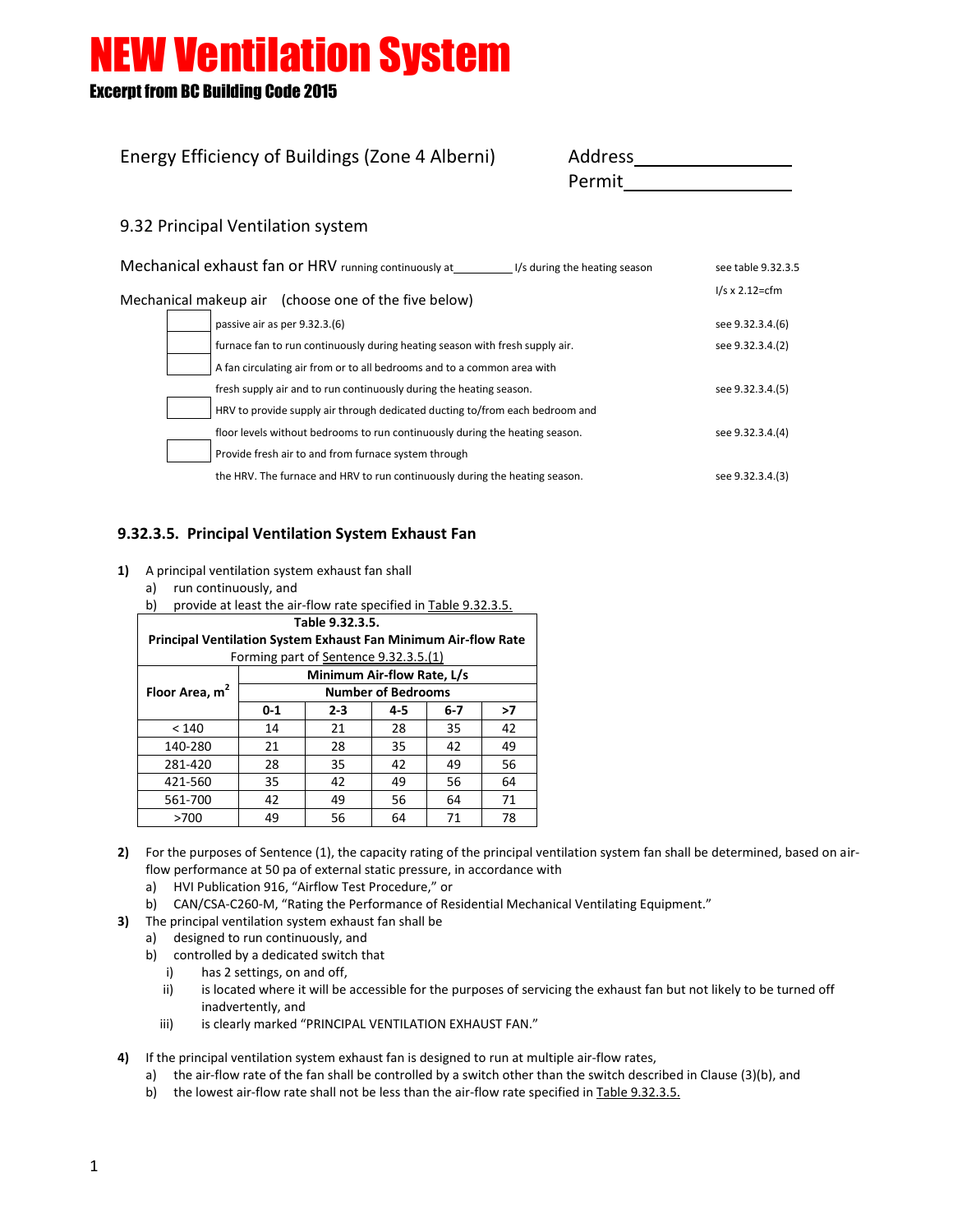# NEW Ventilation System

## Excerpt from BC Building Code 2015

Energy Efficiency of Buildings (Zone 4 Alberni)

Address\_\_\_\_\_\_\_\_\_\_\_\_\_\_\_\_

Permit\_\_\_\_\_\_\_\_\_\_\_\_\_\_\_\_\_

### 9.32 Principal Ventilation system

Mechanical exhaust fan or HRV running continuously at\_\_\_\_\_\_\_\_\_ l/s during the heating season — see table 9.32.3.5

l/s x 2.12=cfm

Mechanical makeup air (choose one of the five below)

- ☐ passive air as per 9.32.3.(6) — see 9.32.3.4.(6)
- ☐ furnace fan to run continuously during heating season with fresh supply air. — see 9.32.3.4.(2)
- ☐ A fan circulating air from or to all bedrooms and to a common area with fresh supply air and to run continuously during the heating season. — see 9.32.3.4.(5)
- ☐ HRV to provide supply air through dedicated ducting to/from each bedroom and floor levels without bedrooms to run continuously during the heating season. — see 9.32.3.4.(4)
- ☐ Provide fresh air to and from furnace system through the HRV. The furnace and HRV to run continuously during the heating season. — see 9.32.3.4.(3)

### 9.32.3.5. Principal Ventilation System Exhaust Fan

**1)** A principal ventilation system exhaust fan shall
  a) run continuously, and
  b) provide at least the air-flow rate specified in Table 9.32.3.5.

**Table 9.32.3.5.**
**Principal Ventilation System Exhaust Fan Minimum Air-flow Rate**
Forming part of Sentence 9.32.3.5.(1)

| Floor Area, m² | Minimum Air-flow Rate, L/s | | | | |
|---|---|---|---|---|---|
| | Number of Bedrooms | | | | |
| | 0-1 | 2-3 | 4-5 | 6-7 | >7 |
| < 140 | 14 | 21 | 28 | 35 | 42 |
| 140-280 | 21 | 28 | 35 | 42 | 49 |
| 281-420 | 28 | 35 | 42 | 49 | 56 |
| 421-560 | 35 | 42 | 49 | 56 | 64 |
| 561-700 | 42 | 49 | 56 | 64 | 71 |
| >700 | 49 | 56 | 64 | 71 | 78 |

**2)** For the purposes of Sentence (1), the capacity rating of the principal ventilation system fan shall be determined, based on air-flow performance at 50 pa of external static pressure, in accordance with
  a) HVI Publication 916, "Airflow Test Procedure," or
  b) CAN/CSA-C260-M, "Rating the Performance of Residential Mechanical Ventilating Equipment."

**3)** The principal ventilation system exhaust fan shall be
  a) designed to run continuously, and
  b) controlled by a dedicated switch that
    i) has 2 settings, on and off,
    ii) is located where it will be accessible for the purposes of servicing the exhaust fan but not likely to be turned off inadvertently, and
    iii) is clearly marked "PRINCIPAL VENTILATION EXHAUST FAN."

**4)** If the principal ventilation system exhaust fan is designed to run at multiple air-flow rates,
  a) the air-flow rate of the fan shall be controlled by a switch other than the switch described in Clause (3)(b), and
  b) the lowest air-flow rate shall not be less than the air-flow rate specified in Table 9.32.3.5.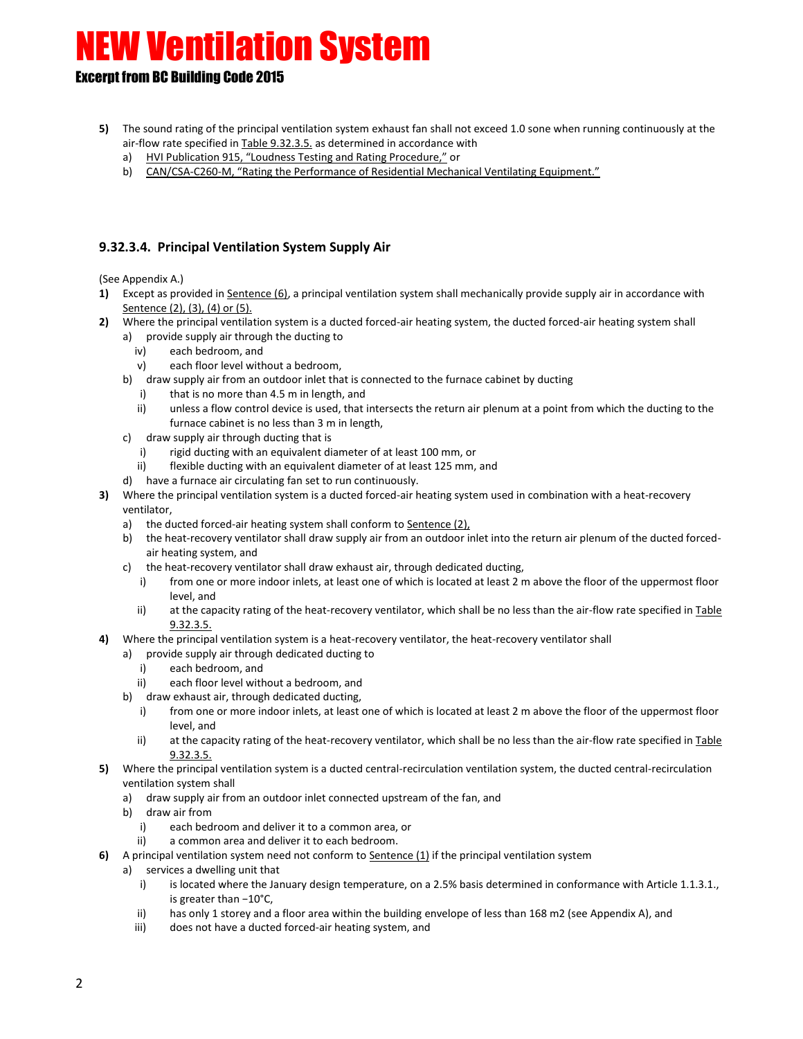# NEW Ventilation System

## Excerpt from BC Building Code 2015

**5)** The sound rating of the principal ventilation system exhaust fan shall not exceed 1.0 sone when running continuously at the air-flow rate specified in Table 9.32.3.5. as determined in accordance with

a) HVI Publication 915, "Loudness Testing and Rating Procedure," or

b) CAN/CSA-C260-M, "Rating the Performance of Residential Mechanical Ventilating Equipment."

### 9.32.3.4. Principal Ventilation System Supply Air

(See Appendix A.)

**1)** Except as provided in Sentence (6), a principal ventilation system shall mechanically provide supply air in accordance with Sentence (2), (3), (4) or (5).

**2)** Where the principal ventilation system is a ducted forced-air heating system, the ducted forced-air heating system shall

a) provide supply air through the ducting to

iv) each bedroom, and

v) each floor level without a bedroom,

b) draw supply air from an outdoor inlet that is connected to the furnace cabinet by ducting

i) that is no more than 4.5 m in length, and

ii) unless a flow control device is used, that intersects the return air plenum at a point from which the ducting to the furnace cabinet is no less than 3 m in length,

c) draw supply air through ducting that is

i) rigid ducting with an equivalent diameter of at least 100 mm, or

ii) flexible ducting with an equivalent diameter of at least 125 mm, and

d) have a furnace air circulating fan set to run continuously.

**3)** Where the principal ventilation system is a ducted forced-air heating system used in combination with a heat-recovery ventilator,

a) the ducted forced-air heating system shall conform to Sentence (2),

b) the heat-recovery ventilator shall draw supply air from an outdoor inlet into the return air plenum of the ducted forced-air heating system, and

c) the heat-recovery ventilator shall draw exhaust air, through dedicated ducting,

i) from one or more indoor inlets, at least one of which is located at least 2 m above the floor of the uppermost floor level, and

ii) at the capacity rating of the heat-recovery ventilator, which shall be no less than the air-flow rate specified in Table 9.32.3.5.

**4)** Where the principal ventilation system is a heat-recovery ventilator, the heat-recovery ventilator shall

a) provide supply air through dedicated ducting to

i) each bedroom, and

ii) each floor level without a bedroom, and

b) draw exhaust air, through dedicated ducting,

i) from one or more indoor inlets, at least one of which is located at least 2 m above the floor of the uppermost floor level, and

ii) at the capacity rating of the heat-recovery ventilator, which shall be no less than the air-flow rate specified in Table 9.32.3.5.

**5)** Where the principal ventilation system is a ducted central-recirculation ventilation system, the ducted central-recirculation ventilation system shall

a) draw supply air from an outdoor inlet connected upstream of the fan, and

b) draw air from

i) each bedroom and deliver it to a common area, or

ii) a common area and deliver it to each bedroom.

**6)** A principal ventilation system need not conform to Sentence (1) if the principal ventilation system

a) services a dwelling unit that

i) is located where the January design temperature, on a 2.5% basis determined in conformance with Article 1.1.3.1., is greater than −10°C,

ii) has only 1 storey and a floor area within the building envelope of less than 168 m2 (see Appendix A), and

iii) does not have a ducted forced-air heating system, and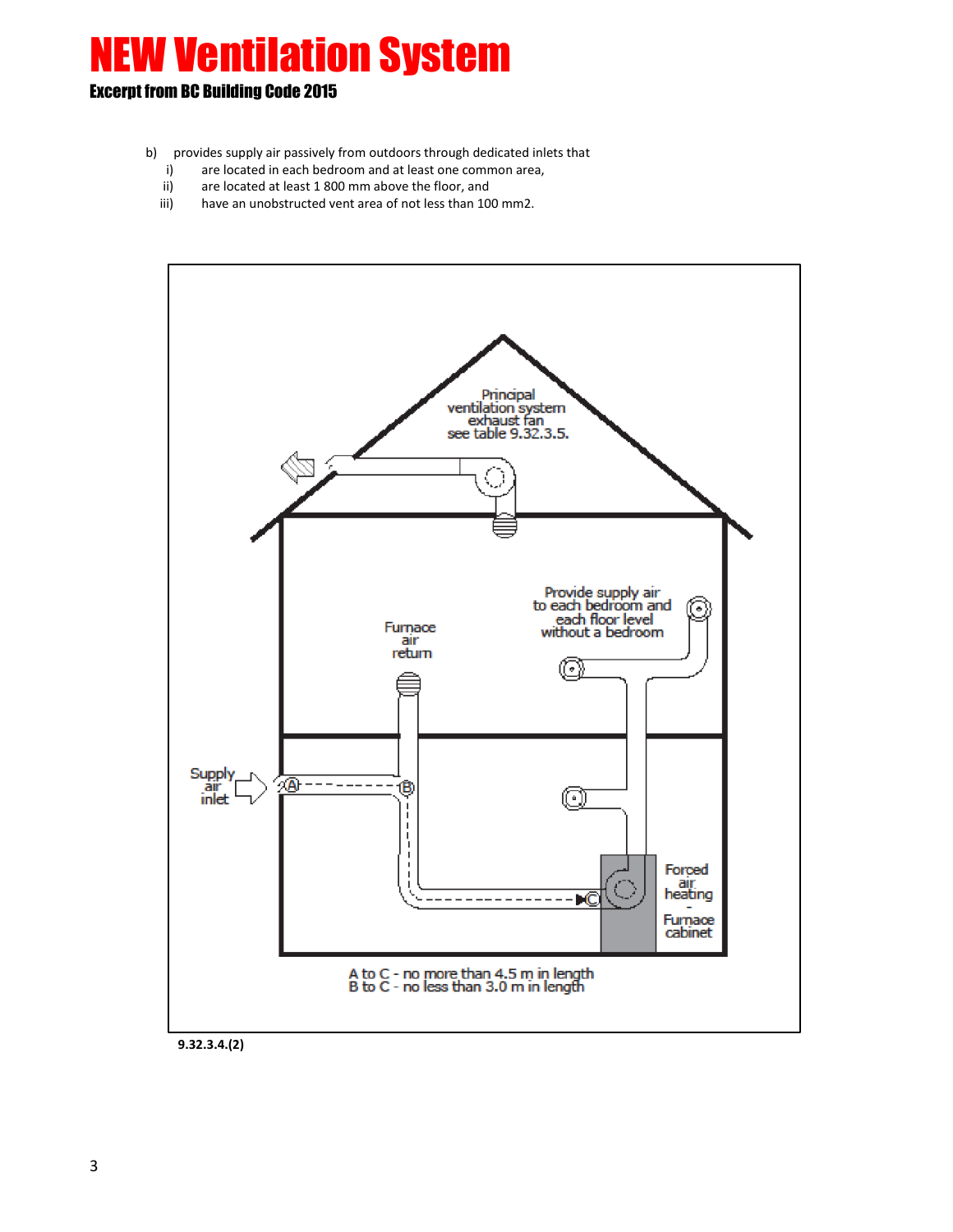# NEW Ventilation System

### Excerpt from BC Building Code 2015

b) provides supply air passively from outdoors through dedicated inlets that
   - i) are located in each bedroom and at least one common area,
   - ii) are located at least 1 800 mm above the floor, and
   - iii) have an unobstructed vent area of not less than 100 mm2.

Principal ventilation system exhaust fan see table 9.32.3.5.

Provide supply air to each bedroom and each floor level without a bedroom

Furnace air return

Supply air inlet

Forced air heating - Furnace cabinet

A to C - no more than 4.5 m in length
B to C - no less than 3.0 m in length

**9.32.3.4.(2)**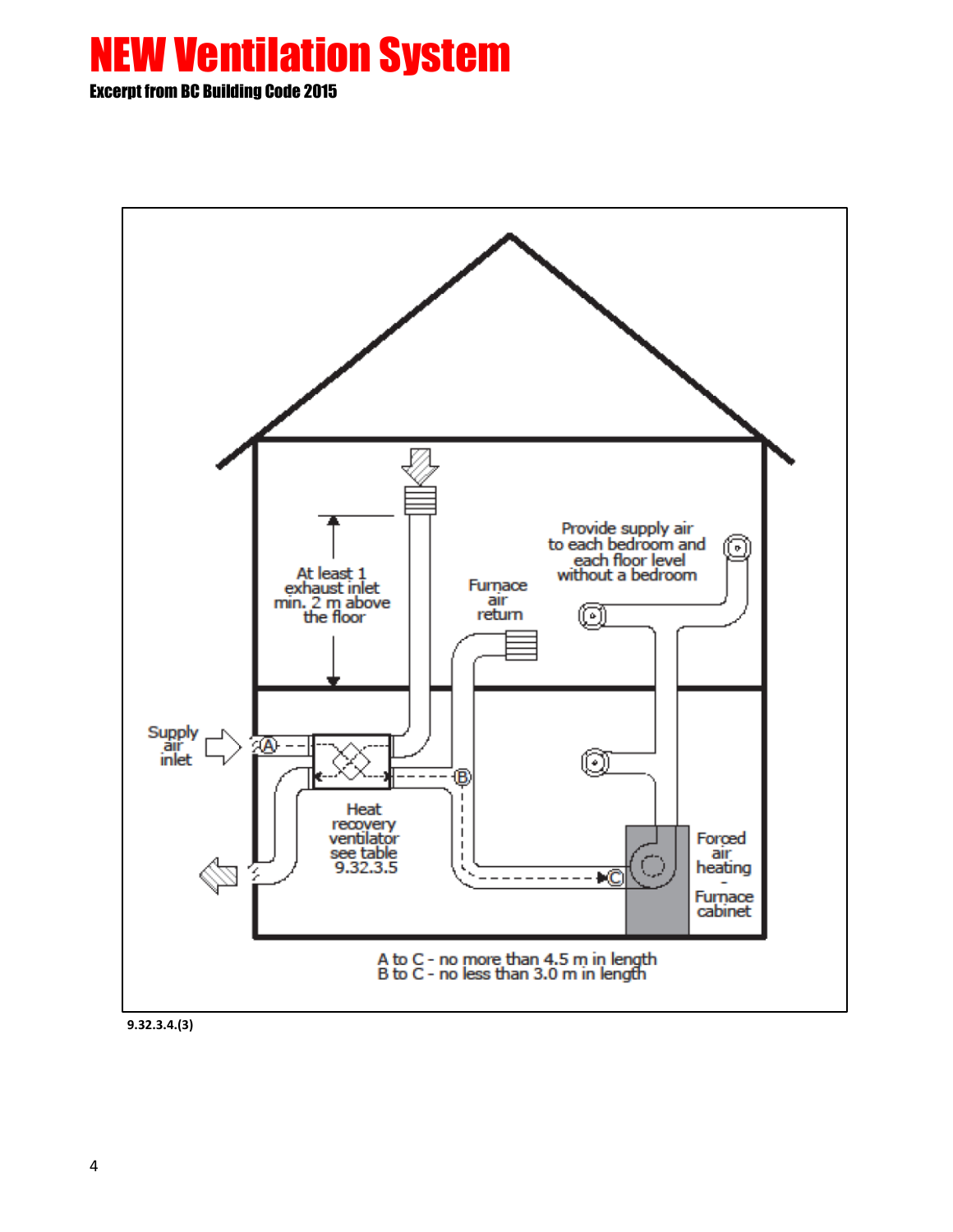# NEW Ventilation System

**Excerpt from BC Building Code 2015**

Provide supply air to each bedroom and each floor level without a bedroom

At least 1 exhaust inlet min. 2 m above the floor

Furnace air return

Supply air inlet

Heat recovery ventilator see table 9.32.3.5

Forced air heating - Furnace cabinet

A to C - no more than 4.5 m in length
B to C - no less than 3.0 m in length

9.32.3.4.(3)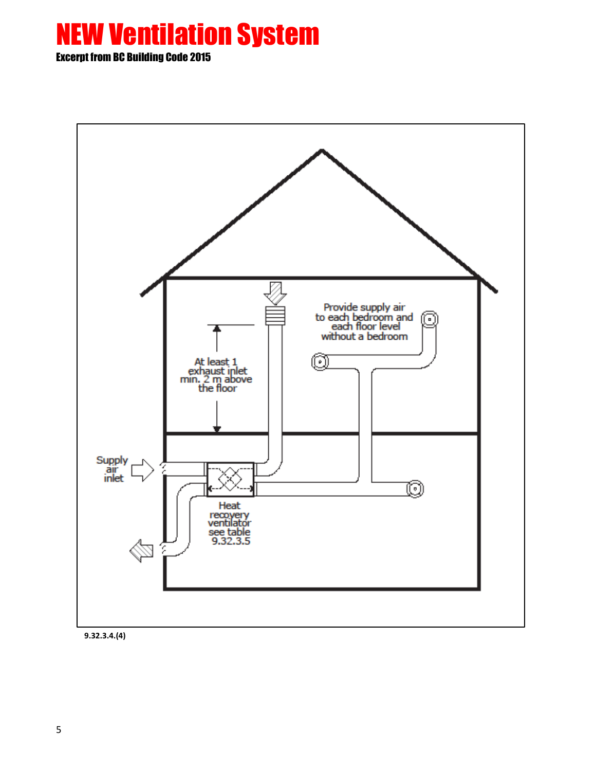# NEW Ventilation System

**Excerpt from BC Building Code 2015**

At least 1 exhaust inlet min. 2 m above the floor

Provide supply air to each bedroom and each floor level without a bedroom

Supply air inlet

Heat recovery ventilator see table 9.32.3.5

**9.32.3.4.(4)**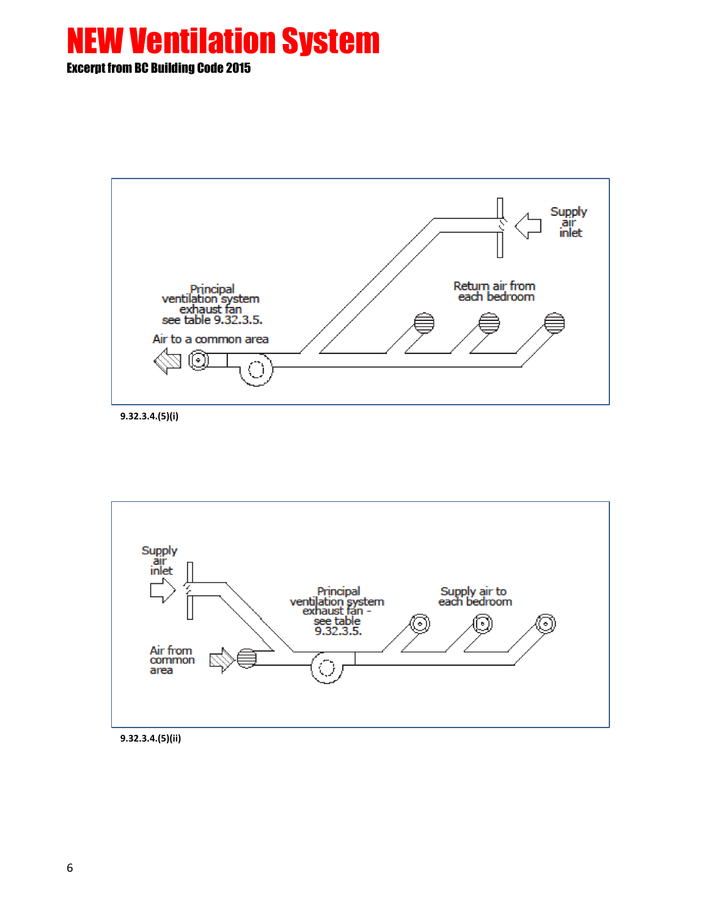# NEW Ventilation System

**Excerpt from BC Building Code 2015**

Supply air inlet

Return air from each bedroom

Principal ventilation system exhaust fan see table 9.32.3.5.

Air to a common area

**9.32.3.4.(5)(i)**

Supply air inlet

Principal ventilation system exhaust fan - see table 9.32.3.5.

Supply air to each bedroom

Air from common area

**9.32.3.4.(5)(ii)**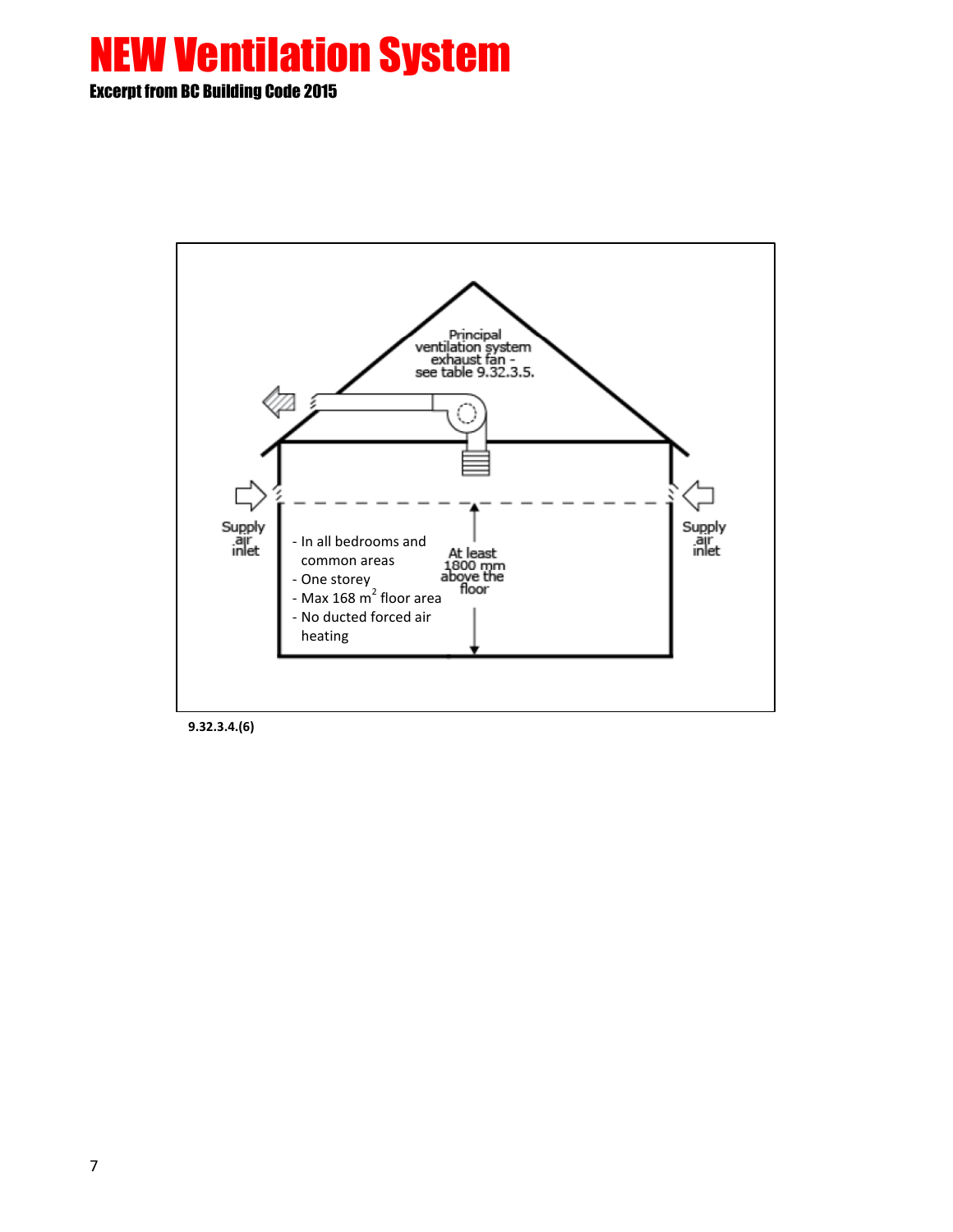# NEW Ventilation System

**Excerpt from BC Building Code 2015**

Principal ventilation system exhaust fan - see table 9.32.3.5.

Supply air inlet

Supply air inlet

- In all bedrooms and common areas
- One storey
- Max 168 $m^2$ floor area
- No ducted forced air heating

At least 1800 mm above the floor

**9.32.3.4.(6)**